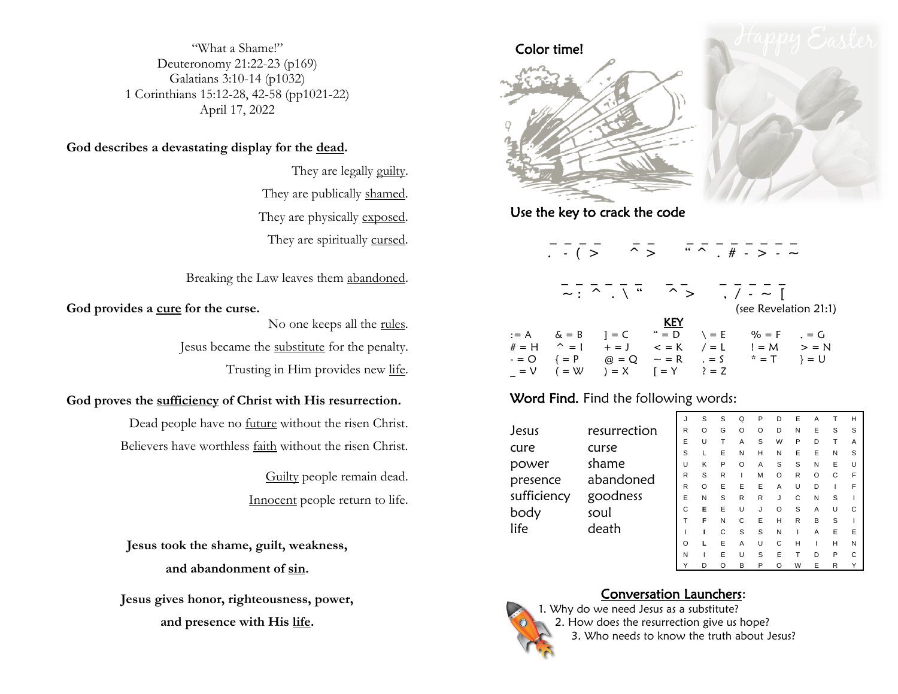"What a Shame!"
Deuteronomy 21:22-23 (p169)
Galatians 3:10-14 (p1032)
1 Corinthians 15:12-28, 42-58 (pp1021-22)
April 17, 2022

**God describes a devastating display for the dead.**

They are legally guilty.

They are publically shamed.

They are physically exposed.

They are spiritually cursed.

Breaking the Law leaves them abandoned.

**God provides a cure for the curse.**

No one keeps all the rules.

Jesus became the substitute for the penalty.

Trusting in Him provides new life.

**God proves the sufficiency of Christ with His resurrection.**

Dead people have no future without the risen Christ.

Believers have worthless faith without the risen Christ.

Guilty people remain dead.

Innocent people return to life.

**Jesus took the shame, guilt, weakness, and abandonment of sin.**

**Jesus gives honor, righteousness, power, and presence with His life.**

Color time!

Happy Easter

Use the key to crack the code

\_ \_ \_ \_ &nbsp;&nbsp; \_ \_ &nbsp;&nbsp; \_ \_ \_ \_ \_ \_ \_ \_
. - ( > &nbsp;&nbsp; ^ > &nbsp;&nbsp; " ^ . # - > - ~

\_ \_ \_ \_ \_ \_ &nbsp;&nbsp; \_ \_ &nbsp;&nbsp; \_ \_ \_ \_ \_
~ : ^ . \ " &nbsp;&nbsp; ^ > &nbsp;&nbsp; , / - ~ [

(see Revelation 21:1)

**KEY**

| | | | | | | |
|---|---|---|---|---|---|---|
| : = A | & = B | ] = C | " = D | \ = E | % = F | , = G |
| # = H | ^ = I | + = J | < = K | / = L | ! = M | > = N |
| - = O | { = P | @ = Q | ~ = R | . = S | * = T | } = U |
| _ = V | ( = W | ) = X | [ = Y | ? = Z | | |

**Word Find.** Find the following words:

| | |
|---|---|
| Jesus | resurrection |
| cure | curse |
| power | shame |
| presence | abandoned |
| sufficiency | goodness |
| body | soul |
| life | death |

| | | | | | | | | | |
|---|---|---|---|---|---|---|---|---|---|
| J | S | S | Q | P | D | E | A | T | H |
| R | O | G | O | O | D | N | E | S | S |
| E | U | T | A | S | W | P | D | T | A |
| S | L | E | N | H | N | E | E | N | S |
| U | K | P | O | A | S | S | N | E | U |
| R | S | R | I | M | O | R | O | C | F |
| R | O | E | E | E | A | U | D | I | F |
| E | N | S | R | R | J | C | N | S | I |
| C | E | E | U | J | O | S | A | U | C |
| T | F | N | C | E | H | R | B | S | I |
| I | I | C | S | S | N | I | A | E | E |
| O | L | E | A | U | C | H | I | H | N |
| N | I | E | U | S | E | T | D | P | C |
| Y | D | O | B | P | O | W | E | R | Y |

**Conversation Launchers:**

1. Why do we need Jesus as a substitute?
2. How does the resurrection give us hope?
3. Who needs to know the truth about Jesus?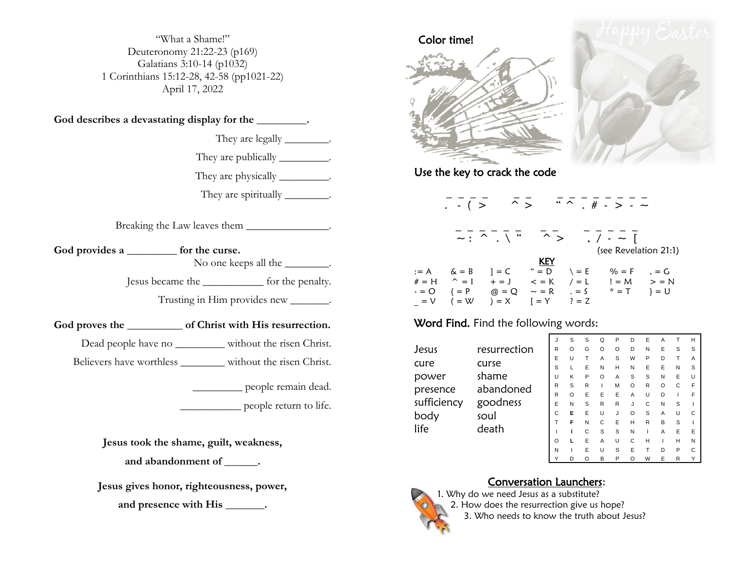"What a Shame!"
Deuteronomy 21:22-23 (p169)
Galatians 3:10-14 (p1032)
1 Corinthians 15:12-28, 42-58 (pp1021-22)
April 17, 2022

**God describes a devastating display for the _________.**

They are legally ________.

They are publically _________.

They are physically _________.

They are spiritually ________.

Breaking the Law leaves them _______________.

**God provides a _________ for the curse.**

No one keeps all the ________.

Jesus became the ___________ for the penalty.

Trusting in Him provides new _______.

**God proves the __________ of Christ with His resurrection.**

Dead people have no _________ without the risen Christ.

Believers have worthless ________ without the risen Christ.

_________ people remain dead.

___________ people return to life.

**Jesus took the shame, guilt, weakness,**

**and abandonment of ______.**

**Jesus gives honor, righteousness, power,**

**and presence with His _______.**

Color time!

Happy Easter

Use the key to crack the code

_ _ _ _ &nbsp;&nbsp; _ _ &nbsp;&nbsp; _ _ _ _ _ _ _ _
. - ( > &nbsp;&nbsp; ^ > &nbsp;&nbsp; " ^ . # - > - ~

_ _ _ _ _ _ &nbsp;&nbsp; _ _ &nbsp;&nbsp; _ _ _ _ _
~ : ^ . \ " &nbsp;&nbsp; ^ > &nbsp;&nbsp; , / - ~ [

(see Revelation 21:1)

**KEY**

| | | | | | | |
|---|---|---|---|---|---|---|
| : = A | & = B | ] = C | " = D | \ = E | % = F | , = G |
| # = H | ^ = I | + = J | < = K | / = L | ! = M | > = N |
| - = O | { = P | @ = Q | ~ = R | . = S | * = T | } = U |
| _ = V | ( = W | ) = X | [ = Y | ? = Z | | |

**Word Find.** Find the following words:

| | |
|---|---|
| Jesus | resurrection |
| cure | curse |
| power | shame |
| presence | abandoned |
| sufficiency | goodness |
| body | soul |
| life | death |

| | | | | | | | | | |
|---|---|---|---|---|---|---|---|---|---|
| J | S | S | Q | P | D | E | A | T | H |
| R | O | G | O | O | D | N | E | S | S |
| E | U | T | A | S | W | P | D | T | A |
| S | L | E | N | H | N | E | E | N | S |
| U | K | P | O | A | S | S | N | E | U |
| R | S | R | I | M | O | R | O | C | F |
| R | O | E | E | E | A | U | D | I | F |
| E | N | S | R | R | J | C | N | S | I |
| C | E | E | U | J | O | S | A | U | C |
| T | F | N | C | E | H | R | B | S | I |
| I | I | C | S | S | N | I | A | E | E |
| O | L | E | A | U | C | H | I | H | N |
| N | I | E | U | S | E | T | D | P | C |
| Y | D | O | B | P | O | W | E | R | Y |

**Conversation Launchers:**

1. Why do we need Jesus as a substitute?
2. How does the resurrection give us hope?
3. Who needs to know the truth about Jesus?